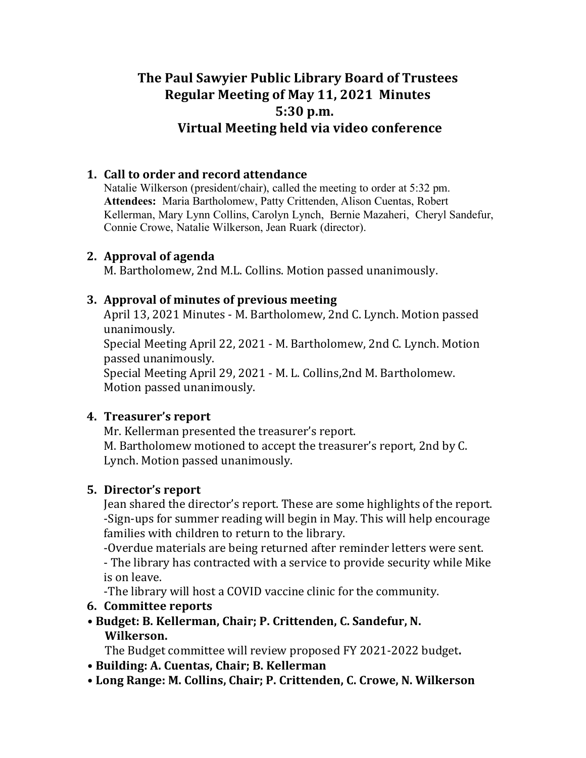# The Paul Sawyier Public Library Board of Trustees
# Regular Meeting of May 11, 2021 Minutes
# 5:30 p.m.
# Virtual Meeting held via video conference

1. **Call to order and record attendance**

   Natalie Wilkerson (president/chair), called the meeting to order at 5:32 pm.
   **Attendees:** Maria Bartholomew, Patty Crittenden, Alison Cuentas, Robert Kellerman, Mary Lynn Collins, Carolyn Lynch, Bernie Mazaheri, Cheryl Sandefur, Connie Crowe, Natalie Wilkerson, Jean Ruark (director).

2. **Approval of agenda**

   M. Bartholomew, 2nd M.L. Collins. Motion passed unanimously.

3. **Approval of minutes of previous meeting**

   April 13, 2021 Minutes - M. Bartholomew, 2nd C. Lynch. Motion passed unanimously.
   Special Meeting April 22, 2021 - M. Bartholomew, 2nd C. Lynch. Motion passed unanimously.
   Special Meeting April 29, 2021 - M. L. Collins,2nd M. Bartholomew. Motion passed unanimously.

4. **Treasurer's report**

   Mr. Kellerman presented the treasurer's report.
   M. Bartholomew motioned to accept the treasurer's report, 2nd by C. Lynch. Motion passed unanimously.

5. **Director's report**

   Jean shared the director's report. These are some highlights of the report.
   -Sign-ups for summer reading will begin in May. This will help encourage families with children to return to the library.
   -Overdue materials are being returned after reminder letters were sent.
   - The library has contracted with a service to provide security while Mike is on leave.
   -The library will host a COVID vaccine clinic for the community.

6. **Committee reports**

- **Budget: B. Kellerman, Chair; P. Crittenden, C. Sandefur, N. Wilkerson.**
  The Budget committee will review proposed FY 2021-2022 budget**.**
- **Building: A. Cuentas, Chair; B. Kellerman**
- **Long Range: M. Collins, Chair; P. Crittenden, C. Crowe, N. Wilkerson**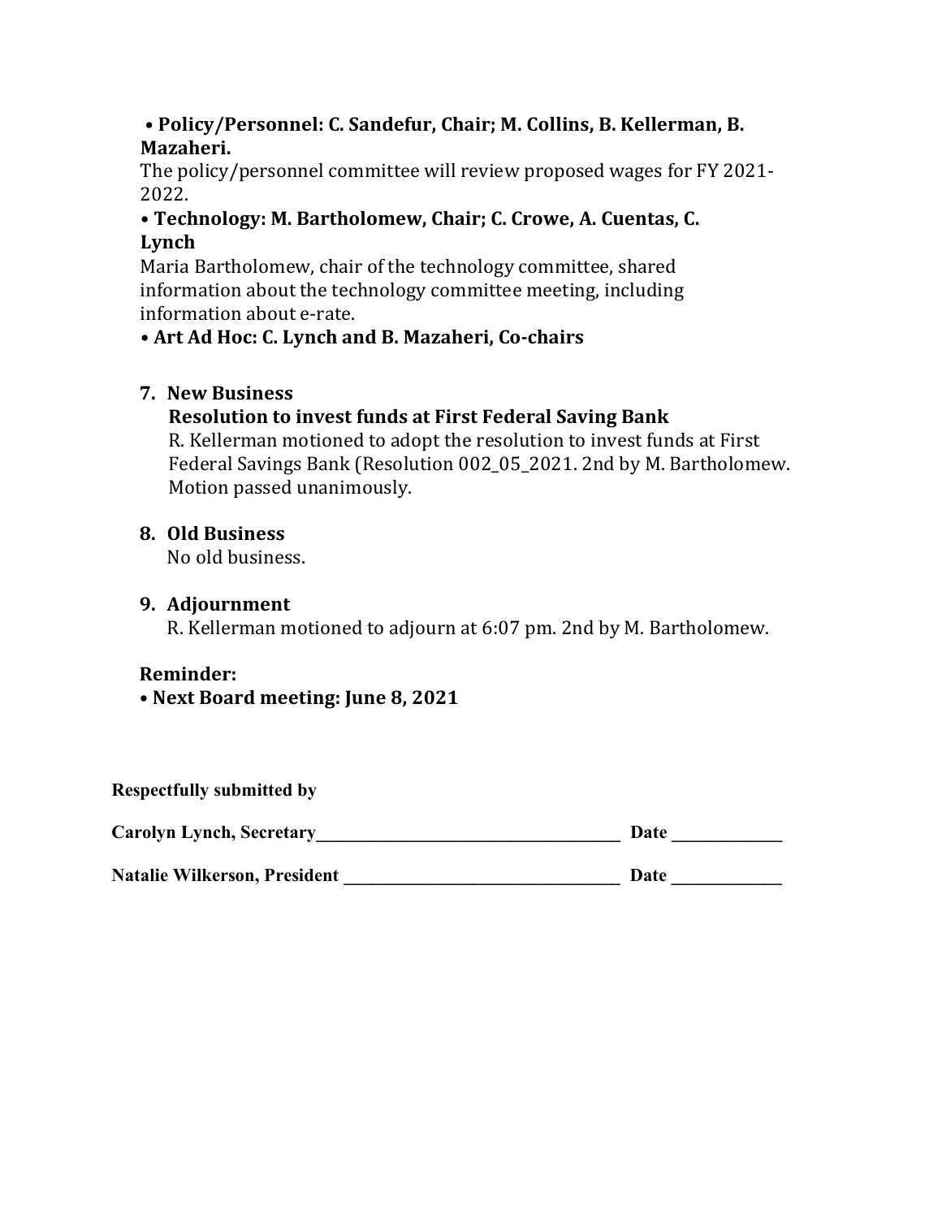- **Policy/Personnel: C. Sandefur, Chair; M. Collins, B. Kellerman, B. Mazaheri.**

The policy/personnel committee will review proposed wages for FY 2021-2022.

- **Technology: M. Bartholomew, Chair; C. Crowe, A. Cuentas, C. Lynch**

Maria Bartholomew, chair of the technology committee, shared information about the technology committee meeting, including information about e-rate.

- **Art Ad Hoc: C. Lynch and B. Mazaheri, Co-chairs**

7. **New Business**

   **Resolution to invest funds at First Federal Saving Bank**

   R. Kellerman motioned to adopt the resolution to invest funds at First Federal Savings Bank (Resolution 002_05_2021. 2nd by M. Bartholomew. Motion passed unanimously.

8. **Old Business**

   No old business.

9. **Adjournment**

   R. Kellerman motioned to adjourn at 6:07 pm. 2nd by M. Bartholomew.

**Reminder:**

- **Next Board meeting: June 8, 2021**

**Respectfully submitted by**

**Carolyn Lynch, Secretary**____________________________________ **Date** ____________

**Natalie Wilkerson, President** ________________________________ **Date** ____________